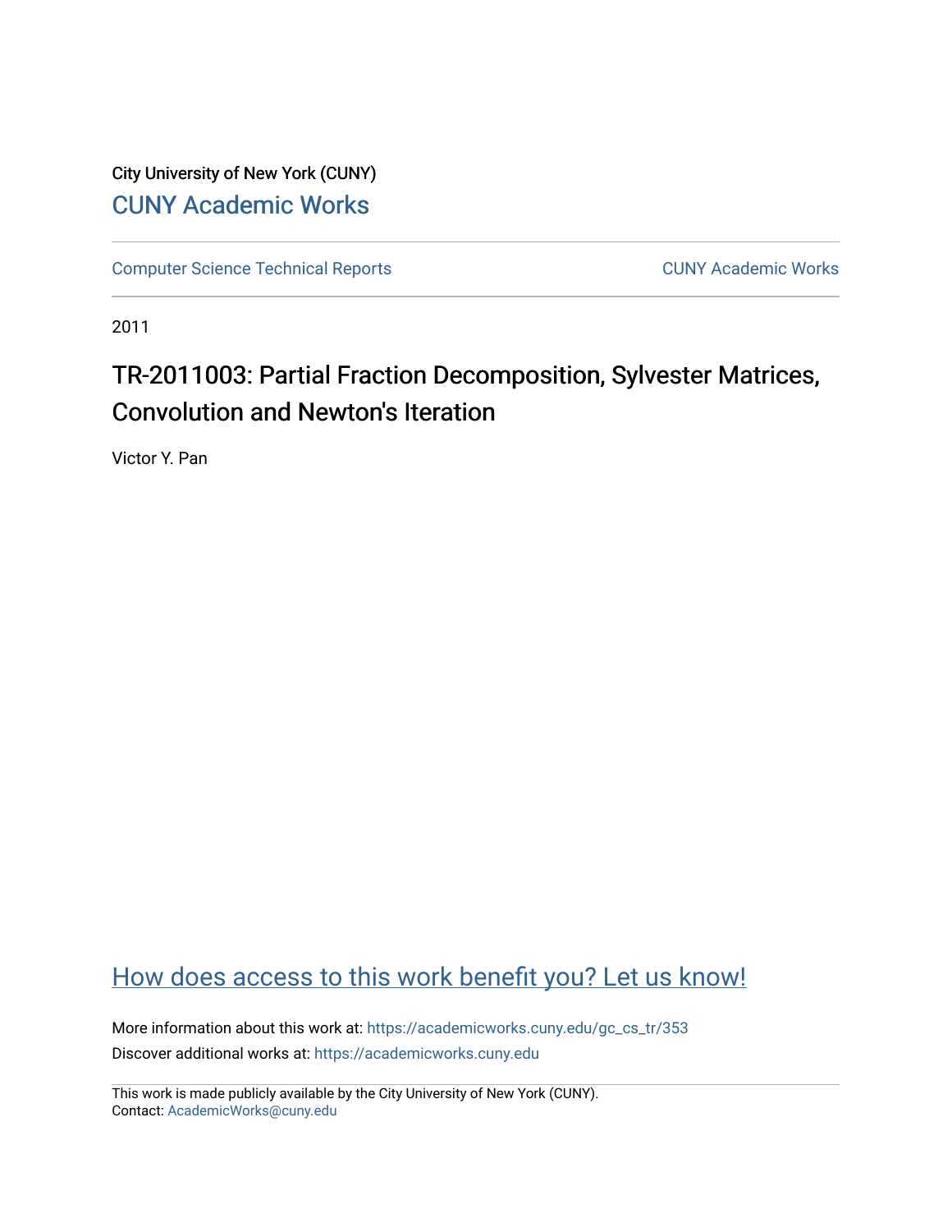City University of New York (CUNY)

[CUNY Academic Works](https://academicworks.cuny.edu)

[Computer Science Technical Reports](https://academicworks.cuny.edu/gc_cs_tr) | [CUNY Academic Works](https://academicworks.cuny.edu)

2011

# TR-2011003: Partial Fraction Decomposition, Sylvester Matrices, Convolution and Newton's Iteration

Victor Y. Pan

[How does access to this work benefit you? Let us know!](https://academicworks.cuny.edu)

More information about this work at: https://academicworks.cuny.edu/gc_cs_tr/353

Discover additional works at: https://academicworks.cuny.edu

This work is made publicly available by the City University of New York (CUNY).
Contact: AcademicWorks@cuny.edu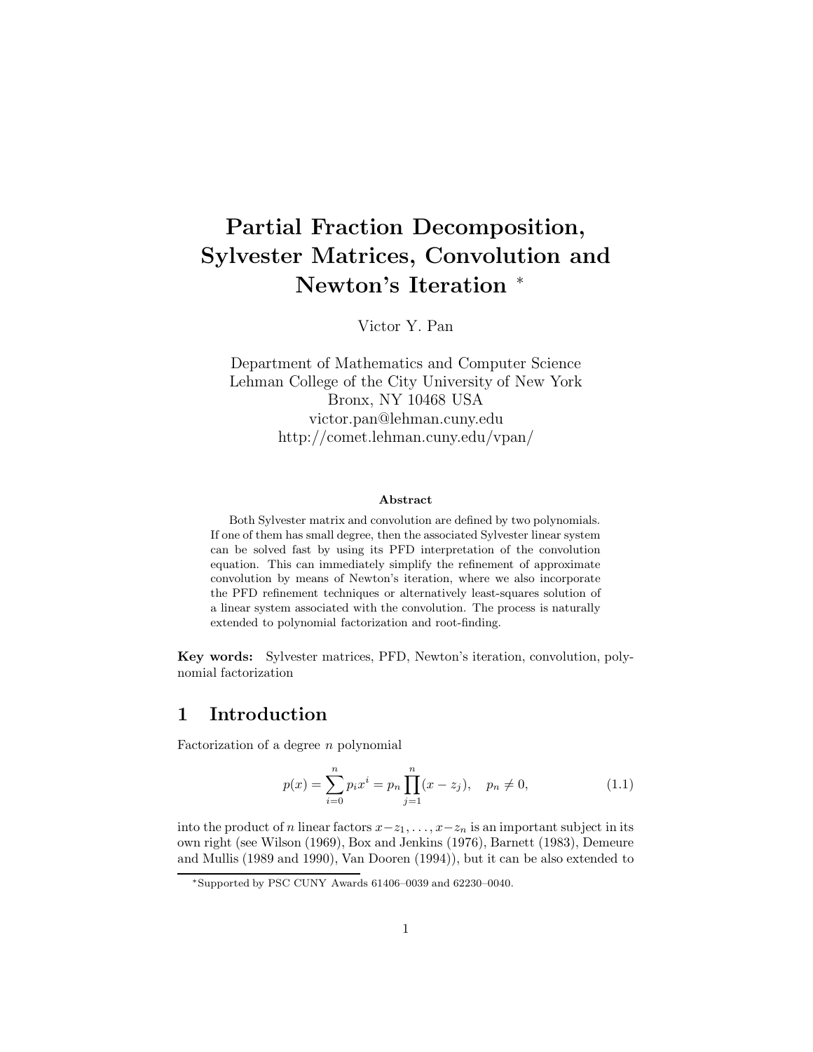# Partial Fraction Decomposition, Sylvester Matrices, Convolution and Newton's Iteration *

Victor Y. Pan

Department of Mathematics and Computer Science
Lehman College of the City University of New York
Bronx, NY 10468 USA
victor.pan@lehman.cuny.edu
http://comet.lehman.cuny.edu/vpan/

**Abstract**

Both Sylvester matrix and convolution are defined by two polynomials. If one of them has small degree, then the associated Sylvester linear system can be solved fast by using its PFD interpretation of the convolution equation. This can immediately simplify the refinement of approximate convolution by means of Newton's iteration, where we also incorporate the PFD refinement techniques or alternatively least-squares solution of a linear system associated with the convolution. The process is naturally extended to polynomial factorization and root-finding.

**Key words:** Sylvester matrices, PFD, Newton's iteration, convolution, polynomial factorization

## 1 Introduction

Factorization of a degree $n$ polynomial

$$p(x) = \sum_{i=0}^{n} p_i x^i = p_n \prod_{j=1}^{n} (x - z_j), \quad p_n \neq 0, \tag{1.1}$$

into the product of $n$ linear factors $x-z_1, \ldots, x-z_n$ is an important subject in its own right (see Wilson (1969), Box and Jenkins (1976), Barnett (1983), Demeure and Mullis (1989 and 1990), Van Dooren (1994)), but it can be also extended to

*Supported by PSC CUNY Awards 61406–0039 and 62230–0040.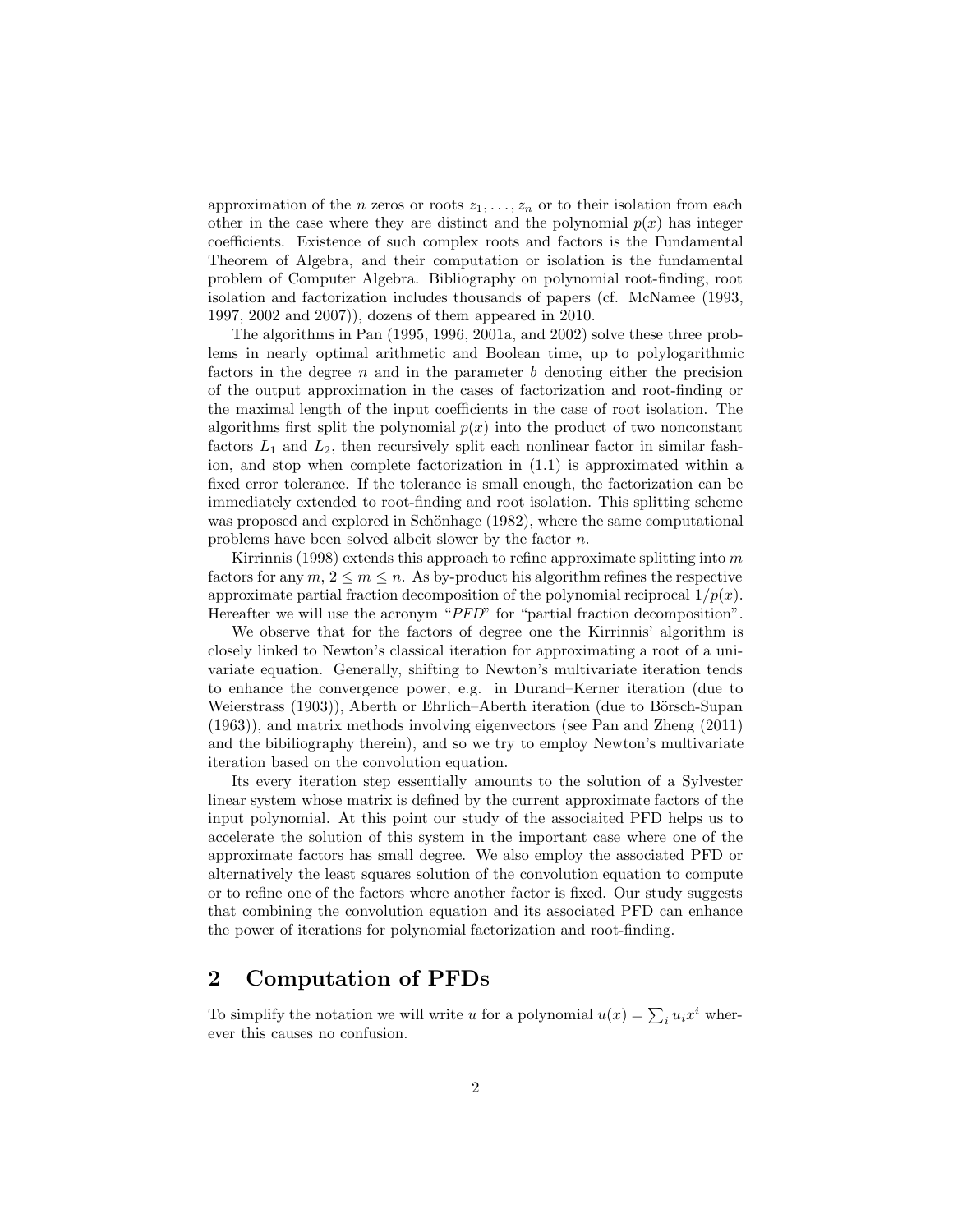approximation of the $n$ zeros or roots $z_1, \ldots, z_n$ or to their isolation from each other in the case where they are distinct and the polynomial $p(x)$ has integer coefficients. Existence of such complex roots and factors is the Fundamental Theorem of Algebra, and their computation or isolation is the fundamental problem of Computer Algebra. Bibliography on polynomial root-finding, root isolation and factorization includes thousands of papers (cf. McNamee (1993, 1997, 2002 and 2007)), dozens of them appeared in 2010.

The algorithms in Pan (1995, 1996, 2001a, and 2002) solve these three problems in nearly optimal arithmetic and Boolean time, up to polylogarithmic factors in the degree $n$ and in the parameter $b$ denoting either the precision of the output approximation in the cases of factorization and root-finding or the maximal length of the input coefficients in the case of root isolation. The algorithms first split the polynomial $p(x)$ into the product of two nonconstant factors $L_1$ and $L_2$, then recursively split each nonlinear factor in similar fashion, and stop when complete factorization in (1.1) is approximated within a fixed error tolerance. If the tolerance is small enough, the factorization can be immediately extended to root-finding and root isolation. This splitting scheme was proposed and explored in Schönhage (1982), where the same computational problems have been solved albeit slower by the factor $n$.

Kirrinnis (1998) extends this approach to refine approximate splitting into $m$ factors for any $m$, $2 \leq m \leq n$. As by-product his algorithm refines the respective approximate partial fraction decomposition of the polynomial reciprocal $1/p(x)$. Hereafter we will use the acronym "*PFD*" for "partial fraction decomposition".

We observe that for the factors of degree one the Kirrinnis' algorithm is closely linked to Newton's classical iteration for approximating a root of a univariate equation. Generally, shifting to Newton's multivariate iteration tends to enhance the convergence power, e.g. in Durand–Kerner iteration (due to Weierstrass (1903)), Aberth or Ehrlich–Aberth iteration (due to Börsch-Supan (1963)), and matrix methods involving eigenvectors (see Pan and Zheng (2011) and the bibiliography therein), and so we try to employ Newton's multivariate iteration based on the convolution equation.

Its every iteration step essentially amounts to the solution of a Sylvester linear system whose matrix is defined by the current approximate factors of the input polynomial. At this point our study of the associaited PFD helps us to accelerate the solution of this system in the important case where one of the approximate factors has small degree. We also employ the associated PFD or alternatively the least squares solution of the convolution equation to compute or to refine one of the factors where another factor is fixed. Our study suggests that combining the convolution equation and its associated PFD can enhance the power of iterations for polynomial factorization and root-finding.

## 2 Computation of PFDs

To simplify the notation we will write $u$ for a polynomial $u(x) = \sum_i u_i x^i$ wherever this causes no confusion.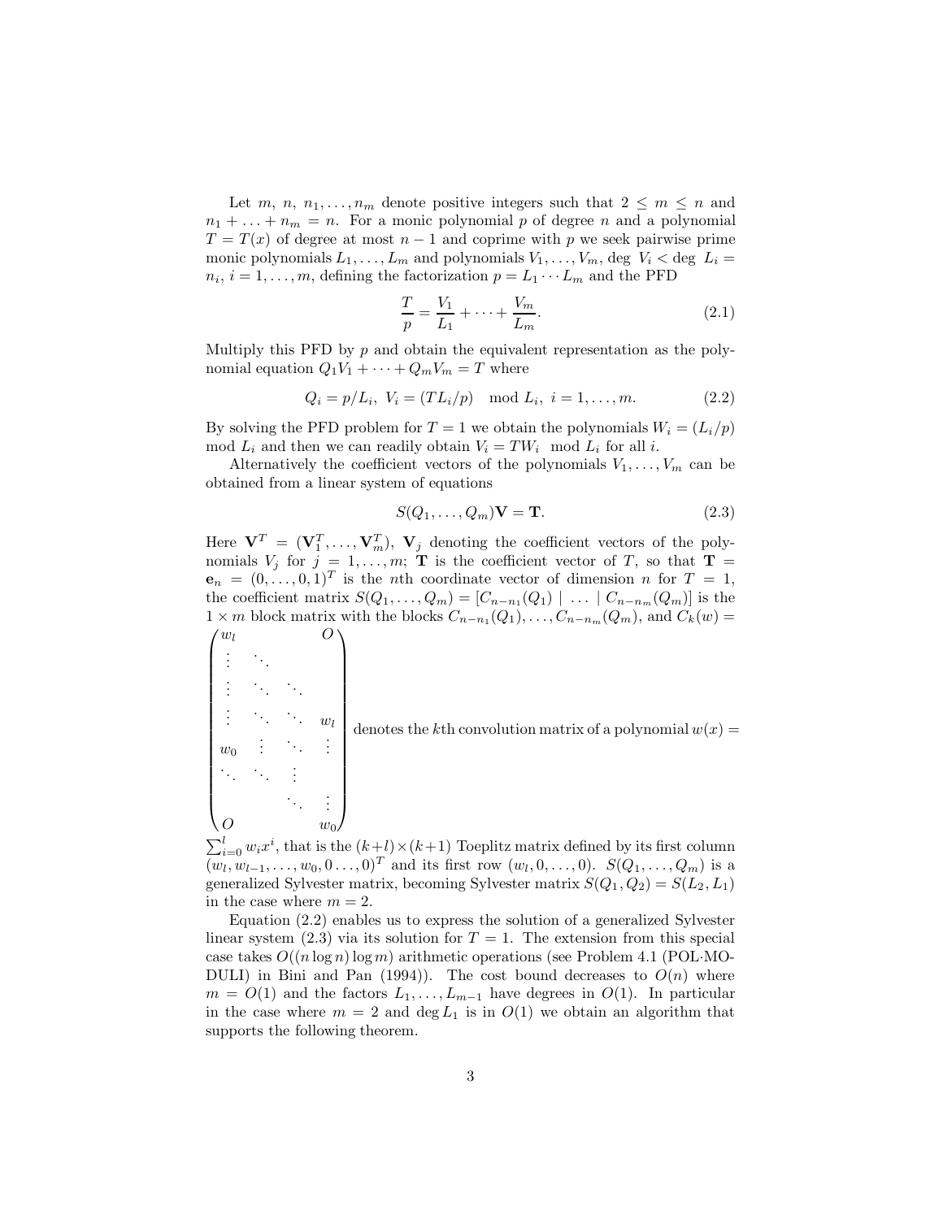Let $m$, $n$, $n_1, \ldots, n_m$ denote positive integers such that $2 \le m \le n$ and $n_1 + \ldots + n_m = n$. For a monic polynomial $p$ of degree $n$ and a polynomial $T = T(x)$ of degree at most $n-1$ and coprime with $p$ we seek pairwise prime monic polynomials $L_1, \ldots, L_m$ and polynomials $V_1, \ldots, V_m$, $\deg\ V_i < \deg\ L_i = n_i$, $i = 1, \ldots, m$, defining the factorization $p = L_1 \cdots L_m$ and the PFD

$$\frac{T}{p} = \frac{V_1}{L_1} + \cdots + \frac{V_m}{L_m}. \tag{2.1}$$

Multiply this PFD by $p$ and obtain the equivalent representation as the polynomial equation $Q_1 V_1 + \cdots + Q_m V_m = T$ where

$$Q_i = p/L_i,\ V_i = (TL_i/p) \mod L_i,\ i = 1, \ldots, m. \tag{2.2}$$

By solving the PFD problem for $T = 1$ we obtain the polynomials $W_i = (L_i/p)$ mod $L_i$ and then we can readily obtain $V_i = TW_i \mod L_i$ for all $i$.

Alternatively the coefficient vectors of the polynomials $V_1, \ldots, V_m$ can be obtained from a linear system of equations

$$S(Q_1, \ldots, Q_m)\mathbf{V} = \mathbf{T}. \tag{2.3}$$

Here $\mathbf{V}^T = (\mathbf{V}_1^T, \ldots, \mathbf{V}_m^T)$, $\mathbf{V}_j$ denoting the coefficient vectors of the polynomials $V_j$ for $j = 1, \ldots, m$; $\mathbf{T}$ is the coefficient vector of $T$, so that $\mathbf{T} = \mathbf{e}_n = (0, \ldots, 0, 1)^T$ is the $n$th coordinate vector of dimension $n$ for $T = 1$, the coefficient matrix $S(Q_1, \ldots, Q_m) = [C_{n-n_1}(Q_1) \mid \ldots \mid C_{n-n_m}(Q_m)]$ is the $1 \times m$ block matrix with the blocks $C_{n-n_1}(Q_1), \ldots, C_{n-n_m}(Q_m)$, and $C_k(w) = \begin{pmatrix} w_l & & & O \\ \vdots & \ddots & & \\ \vdots & \ddots & \ddots & \\ \vdots & \ddots & \ddots & w_l \\ w_0 & \vdots & \ddots & \vdots \\ \ddots & \ddots & \vdots & \\ & & \ddots & \vdots \\ O & & & w_0 \end{pmatrix}$ denotes the $k$th convolution matrix of a polynomial $w(x) = \sum_{i=0}^{l} w_i x^i$, that is the $(k+l) \times (k+1)$ Toeplitz matrix defined by its first column $(w_l, w_{l-1}, \ldots, w_0, 0 \ldots, 0)^T$ and its first row $(w_l, 0, \ldots, 0)$. $S(Q_1, \ldots, Q_m)$ is a generalized Sylvester matrix, becoming Sylvester matrix $S(Q_1, Q_2) = S(L_2, L_1)$ in the case where $m = 2$.

Equation (2.2) enables us to express the solution of a generalized Sylvester linear system (2.3) via its solution for $T = 1$. The extension from this special case takes $O((n \log n) \log m)$ arithmetic operations (see Problem 4.1 (POL·MODULI) in Bini and Pan (1994)). The cost bound decreases to $O(n)$ where $m = O(1)$ and the factors $L_1, \ldots, L_{m-1}$ have degrees in $O(1)$. In particular in the case where $m = 2$ and $\deg L_1$ is in $O(1)$ we obtain an algorithm that supports the following theorem.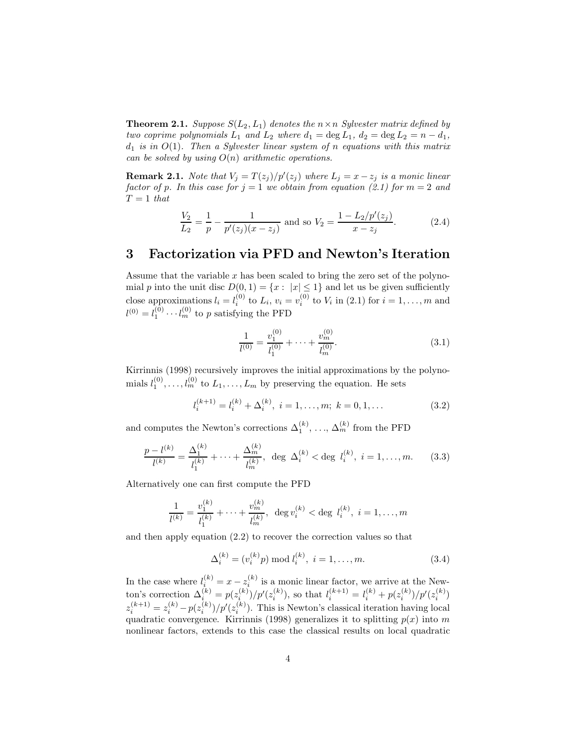**Theorem 2.1.** *Suppose $S(L_2, L_1)$ denotes the $n \times n$ Sylvester matrix defined by two coprime polynomials $L_1$ and $L_2$ where $d_1 = \deg L_1$, $d_2 = \deg L_2 = n - d_1$, $d_1$ is in $O(1)$. Then a Sylvester linear system of $n$ equations with this matrix can be solved by using $O(n)$ arithmetic operations.*

**Remark 2.1.** *Note that $V_j = T(z_j)/p'(z_j)$ where $L_j = x - z_j$ is a monic linear factor of $p$. In this case for $j = 1$ we obtain from equation (2.1) for $m = 2$ and $T = 1$ that*

$$\frac{V_2}{L_2} = \frac{1}{p} - \frac{1}{p'(z_j)(x - z_j)} \text{ and so } V_2 = \frac{1 - L_2/p'(z_j)}{x - z_j}. \tag{2.4}$$

# 3 Factorization via PFD and Newton's Iteration

Assume that the variable $x$ has been scaled to bring the zero set of the polynomial $p$ into the unit disc $D(0, 1) = \{x : \ |x| \leq 1\}$ and let us be given sufficiently close approximations $l_i = l_i^{(0)}$ to $L_i$, $v_i = v_i^{(0)}$ to $V_i$ in (2.1) for $i = 1, \ldots, m$ and $l^{(0)} = l_1^{(0)} \cdots l_m^{(0)}$ to $p$ satisfying the PFD

$$\frac{1}{l^{(0)}} = \frac{v_1^{(0)}}{l_1^{(0)}} + \cdots + \frac{v_m^{(0)}}{l_m^{(0)}}. \tag{3.1}$$

Kirrinnis (1998) recursively improves the initial approximations by the polynomials $l_1^{(0)}, \ldots, l_m^{(0)}$ to $L_1, \ldots, L_m$ by preserving the equation. He sets

$$l_i^{(k+1)} = l_i^{(k)} + \Delta_i^{(k)}, \ i = 1, \ldots, m; \ k = 0, 1, \ldots \tag{3.2}$$

and computes the Newton's corrections $\Delta_1^{(k)}, \ldots, \Delta_m^{(k)}$ from the PFD

$$\frac{p - l^{(k)}}{l^{(k)}} = \frac{\Delta_1^{(k)}}{l_1^{(k)}} + \cdots + \frac{\Delta_m^{(k)}}{l_m^{(k)}}, \ \deg \ \Delta_i^{(k)} < \deg \ l_i^{(k)}, \ i = 1, \ldots, m. \tag{3.3}$$

Alternatively one can first compute the PFD

$$\frac{1}{l^{(k)}} = \frac{v_1^{(k)}}{l_1^{(k)}} + \cdots + \frac{v_m^{(k)}}{l_m^{(k)}}, \ \deg v_i^{(k)} < \deg \ l_i^{(k)}, \ i = 1, \ldots, m$$

and then apply equation (2.2) to recover the correction values so that

$$\Delta_i^{(k)} = (v_i^{(k)} p) \bmod l_i^{(k)}, \ i = 1, \ldots, m. \tag{3.4}$$

In the case where $l_i^{(k)} = x - z_i^{(k)}$ is a monic linear factor, we arrive at the Newton's correction $\Delta_i^{(k)} = p(z_i^{(k)})/p'(z_i^{(k)})$, so that $l_i^{(k+1)} = l_i^{(k)} + p(z_i^{(k)})/p'(z_i^{(k)})$ $z_i^{(k+1)} = z_i^{(k)} - p(z_i^{(k)})/p'(z_i^{(k)})$. This is Newton's classical iteration having local quadratic convergence. Kirrinnis (1998) generalizes it to splitting $p(x)$ into $m$ nonlinear factors, extends to this case the classical results on local quadratic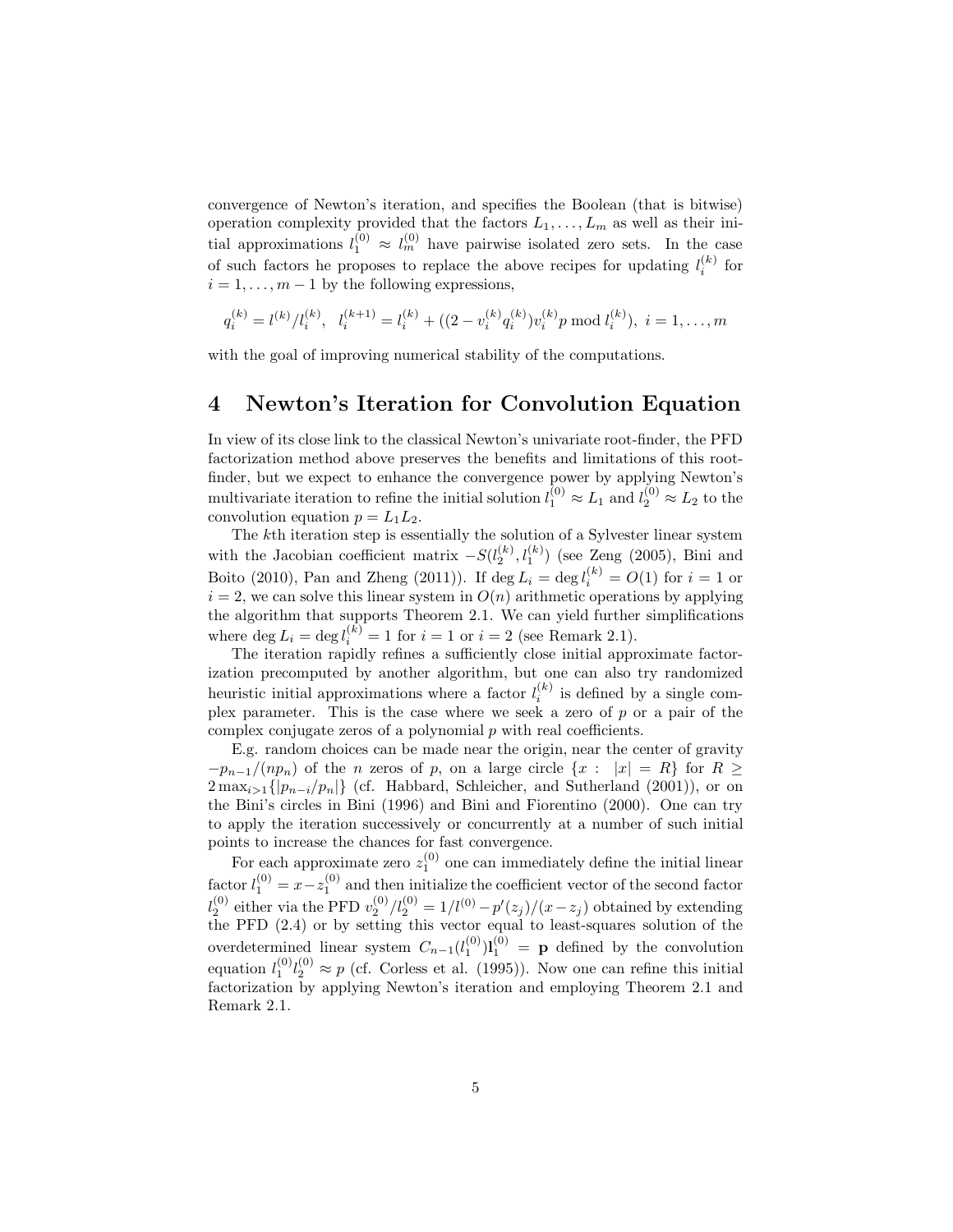convergence of Newton's iteration, and specifies the Boolean (that is bitwise) operation complexity provided that the factors $L_1, \dots, L_m$ as well as their initial approximations $l_1^{(0)} \approx l_m^{(0)}$ have pairwise isolated zero sets. In the case of such factors he proposes to replace the above recipes for updating $l_i^{(k)}$ for $i = 1, \dots, m-1$ by the following expressions,

$$q_i^{(k)} = l^{(k)}/l_i^{(k)}, \;\; l_i^{(k+1)} = l_i^{(k)} + ((2 - v_i^{(k)} q_i^{(k)}) v_i^{(k)} p \bmod l_i^{(k)}), \; i = 1, \dots, m$$

with the goal of improving numerical stability of the computations.

# 4 Newton's Iteration for Convolution Equation

In view of its close link to the classical Newton's univariate root-finder, the PFD factorization method above preserves the benefits and limitations of this root-finder, but we expect to enhance the convergence power by applying Newton's multivariate iteration to refine the initial solution $l_1^{(0)} \approx L_1$ and $l_2^{(0)} \approx L_2$ to the convolution equation $p = L_1 L_2$.

The $k$th iteration step is essentially the solution of a Sylvester linear system with the Jacobian coefficient matrix $-S(l_2^{(k)}, l_1^{(k)})$ (see Zeng (2005), Bini and Boito (2010), Pan and Zheng (2011)). If $\deg L_i = \deg l_i^{(k)} = O(1)$ for $i = 1$ or $i = 2$, we can solve this linear system in $O(n)$ arithmetic operations by applying the algorithm that supports Theorem 2.1. We can yield further simplifications where $\deg L_i = \deg l_i^{(k)} = 1$ for $i = 1$ or $i = 2$ (see Remark 2.1).

The iteration rapidly refines a sufficiently close initial approximate factorization precomputed by another algorithm, but one can also try randomized heuristic initial approximations where a factor $l_i^{(k)}$ is defined by a single complex parameter. This is the case where we seek a zero of $p$ or a pair of the complex conjugate zeros of a polynomial $p$ with real coefficients.

E.g. random choices can be made near the origin, near the center of gravity $-p_{n-1}/(np_n)$ of the $n$ zeros of $p$, on a large circle $\{x : \; |x| = R\}$ for $R \geq 2\max_{i>1}\{|p_{n-i}/p_n|\}$ (cf. Habbard, Schleicher, and Sutherland (2001)), or on the Bini's circles in Bini (1996) and Bini and Fiorentino (2000). One can try to apply the iteration successively or concurrently at a number of such initial points to increase the chances for fast convergence.

For each approximate zero $z_1^{(0)}$ one can immediately define the initial linear factor $l_1^{(0)} = x - z_1^{(0)}$ and then initialize the coefficient vector of the second factor $l_2^{(0)}$ either via the PFD $v_2^{(0)}/l_2^{(0)} = 1/l^{(0)} - p'(z_j)/(x - z_j)$ obtained by extending the PFD (2.4) or by setting this vector equal to least-squares solution of the overdetermined linear system $C_{n-1}(l_1^{(0)})\mathbf{l}_1^{(0)} = \mathbf{p}$ defined by the convolution equation $l_1^{(0)} l_2^{(0)} \approx p$ (cf. Corless et al. (1995)). Now one can refine this initial factorization by applying Newton's iteration and employing Theorem 2.1 and Remark 2.1.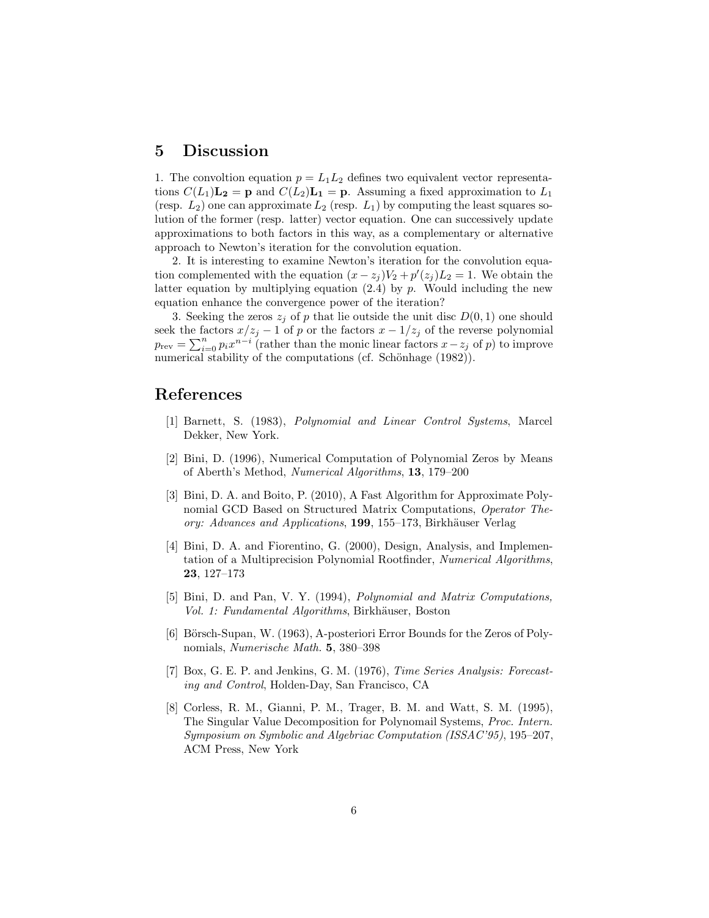## 5 Discussion

1. The convoltion equation $p = L_1 L_2$ defines two equivalent vector representations $C(L_1)\mathbf{L_2} = \mathbf{p}$ and $C(L_2)\mathbf{L_1} = \mathbf{p}$. Assuming a fixed approximation to $L_1$ (resp. $L_2$) one can approximate $L_2$ (resp. $L_1$) by computing the least squares solution of the former (resp. latter) vector equation. One can successively update approximations to both factors in this way, as a complementary or alternative approach to Newton's iteration for the convolution equation.

2. It is interesting to examine Newton's iteration for the convolution equation complemented with the equation $(x - z_j)V_2 + p'(z_j)L_2 = 1$. We obtain the latter equation by multiplying equation (2.4) by $p$. Would including the new equation enhance the convergence power of the iteration?

3. Seeking the zeros $z_j$ of $p$ that lie outside the unit disc $D(0, 1)$ one should seek the factors $x/z_j - 1$ of $p$ or the factors $x - 1/z_j$ of the reverse polynomial $p_{\text{rev}} = \sum_{i=0}^{n} p_i x^{n-i}$ (rather than the monic linear factors $x - z_j$ of $p$) to improve numerical stability of the computations (cf. Schönhage (1982)).

## References

[1] Barnett, S. (1983), *Polynomial and Linear Control Systems*, Marcel Dekker, New York.

[2] Bini, D. (1996), Numerical Computation of Polynomial Zeros by Means of Aberth's Method, *Numerical Algorithms*, **13**, 179–200

[3] Bini, D. A. and Boito, P. (2010), A Fast Algorithm for Approximate Polynomial GCD Based on Structured Matrix Computations, *Operator Theory: Advances and Applications*, **199**, 155–173, Birkhäuser Verlag

[4] Bini, D. A. and Fiorentino, G. (2000), Design, Analysis, and Implementation of a Multiprecision Polynomial Rootfinder, *Numerical Algorithms*, **23**, 127–173

[5] Bini, D. and Pan, V. Y. (1994), *Polynomial and Matrix Computations, Vol. 1: Fundamental Algorithms*, Birkhäuser, Boston

[6] Börsch-Supan, W. (1963), A-posteriori Error Bounds for the Zeros of Polynomials, *Numerische Math.* **5**, 380–398

[7] Box, G. E. P. and Jenkins, G. M. (1976), *Time Series Analysis: Forecasting and Control*, Holden-Day, San Francisco, CA

[8] Corless, R. M., Gianni, P. M., Trager, B. M. and Watt, S. M. (1995), The Singular Value Decomposition for Polynomail Systems, *Proc. Intern. Symposium on Symbolic and Algebriac Computation (ISSAC'95)*, 195–207, ACM Press, New York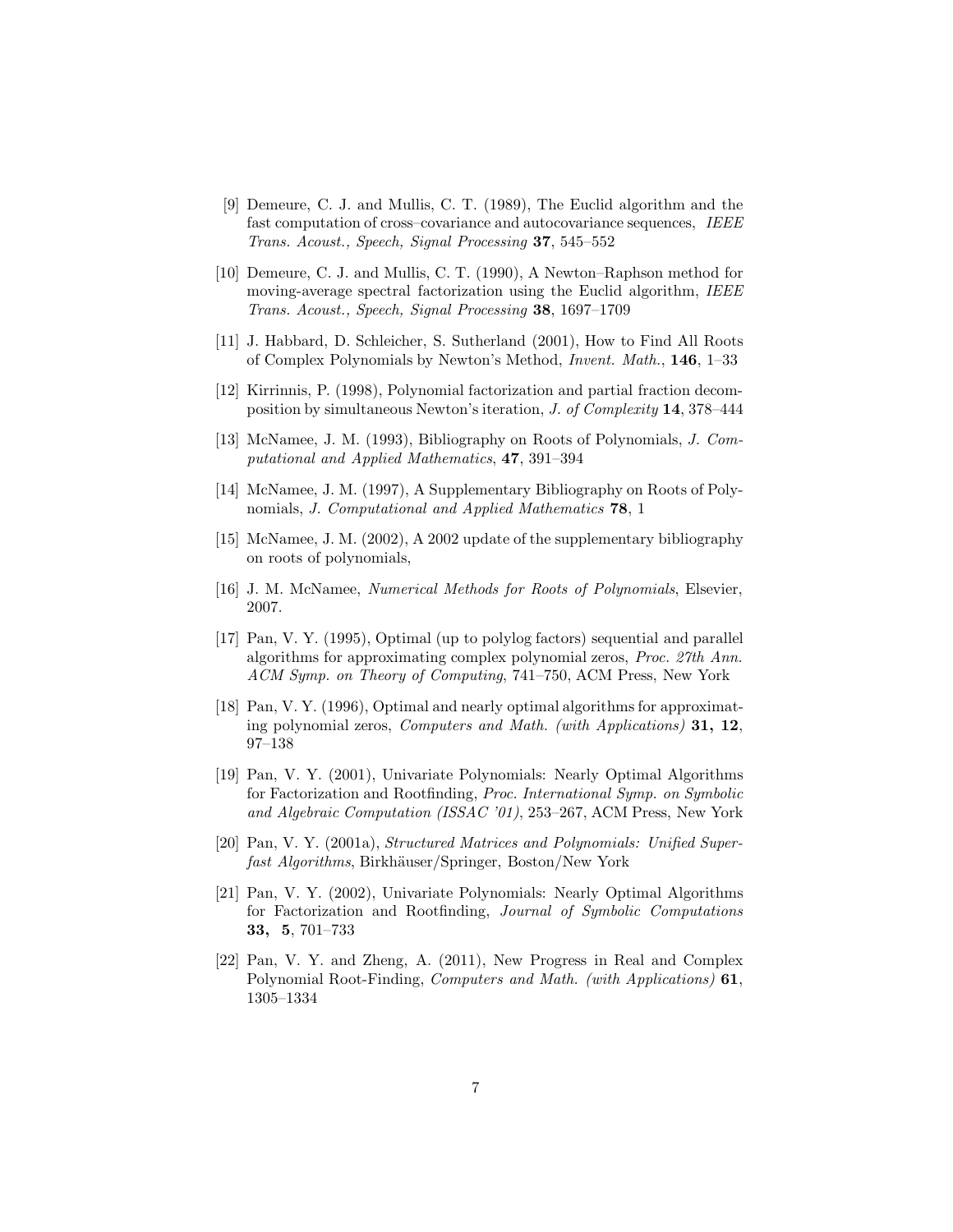[9] Demeure, C. J. and Mullis, C. T. (1989), The Euclid algorithm and the fast computation of cross–covariance and autocovariance sequences, *IEEE Trans. Acoust., Speech, Signal Processing* **37**, 545–552

[10] Demeure, C. J. and Mullis, C. T. (1990), A Newton–Raphson method for moving-average spectral factorization using the Euclid algorithm, *IEEE Trans. Acoust., Speech, Signal Processing* **38**, 1697–1709

[11] J. Habbard, D. Schleicher, S. Sutherland (2001), How to Find All Roots of Complex Polynomials by Newton's Method, *Invent. Math.*, **146**, 1–33

[12] Kirrinnis, P. (1998), Polynomial factorization and partial fraction decomposition by simultaneous Newton's iteration, *J. of Complexity* **14**, 378–444

[13] McNamee, J. M. (1993), Bibliography on Roots of Polynomials, *J. Computational and Applied Mathematics*, **47**, 391–394

[14] McNamee, J. M. (1997), A Supplementary Bibliography on Roots of Polynomials, *J. Computational and Applied Mathematics* **78**, 1

[15] McNamee, J. M. (2002), A 2002 update of the supplementary bibliography on roots of polynomials,

[16] J. M. McNamee, *Numerical Methods for Roots of Polynomials*, Elsevier, 2007.

[17] Pan, V. Y. (1995), Optimal (up to polylog factors) sequential and parallel algorithms for approximating complex polynomial zeros, *Proc. 27th Ann. ACM Symp. on Theory of Computing*, 741–750, ACM Press, New York

[18] Pan, V. Y. (1996), Optimal and nearly optimal algorithms for approximating polynomial zeros, *Computers and Math. (with Applications)* **31, 12**, 97–138

[19] Pan, V. Y. (2001), Univariate Polynomials: Nearly Optimal Algorithms for Factorization and Rootfinding, *Proc. International Symp. on Symbolic and Algebraic Computation (ISSAC '01)*, 253–267, ACM Press, New York

[20] Pan, V. Y. (2001a), *Structured Matrices and Polynomials: Unified Superfast Algorithms*, Birkhäuser/Springer, Boston/New York

[21] Pan, V. Y. (2002), Univariate Polynomials: Nearly Optimal Algorithms for Factorization and Rootfinding, *Journal of Symbolic Computations* **33, 5**, 701–733

[22] Pan, V. Y. and Zheng, A. (2011), New Progress in Real and Complex Polynomial Root-Finding, *Computers and Math. (with Applications)* **61**, 1305–1334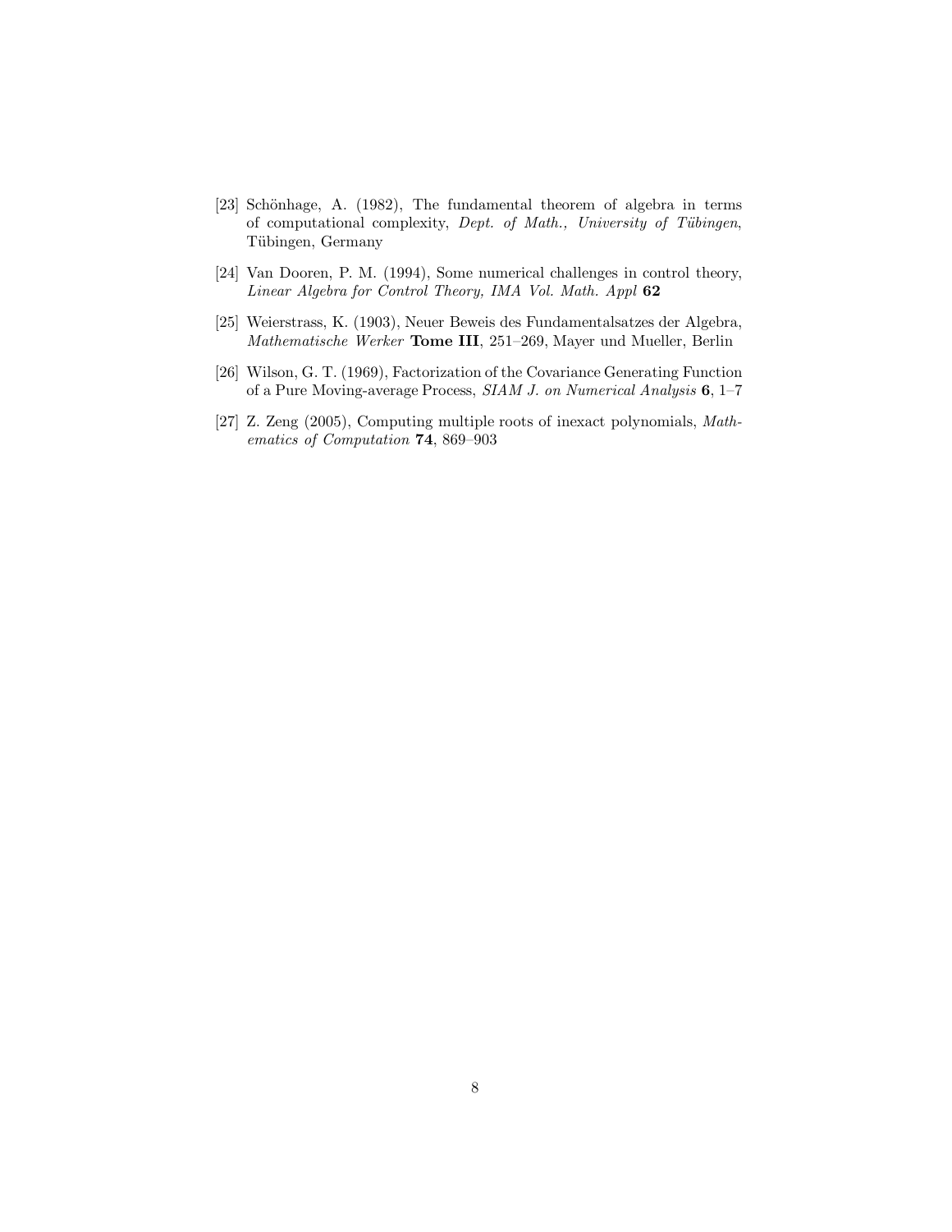[23] Schönhage, A. (1982), The fundamental theorem of algebra in terms of computational complexity, *Dept. of Math., University of Tübingen*, Tübingen, Germany

[24] Van Dooren, P. M. (1994), Some numerical challenges in control theory, *Linear Algebra for Control Theory, IMA Vol. Math. Appl* **62**

[25] Weierstrass, K. (1903), Neuer Beweis des Fundamentalsatzes der Algebra, *Mathematische Werker* **Tome III**, 251–269, Mayer und Mueller, Berlin

[26] Wilson, G. T. (1969), Factorization of the Covariance Generating Function of a Pure Moving-average Process, *SIAM J. on Numerical Analysis* **6**, 1–7

[27] Z. Zeng (2005), Computing multiple roots of inexact polynomials, *Mathematics of Computation* **74**, 869–903